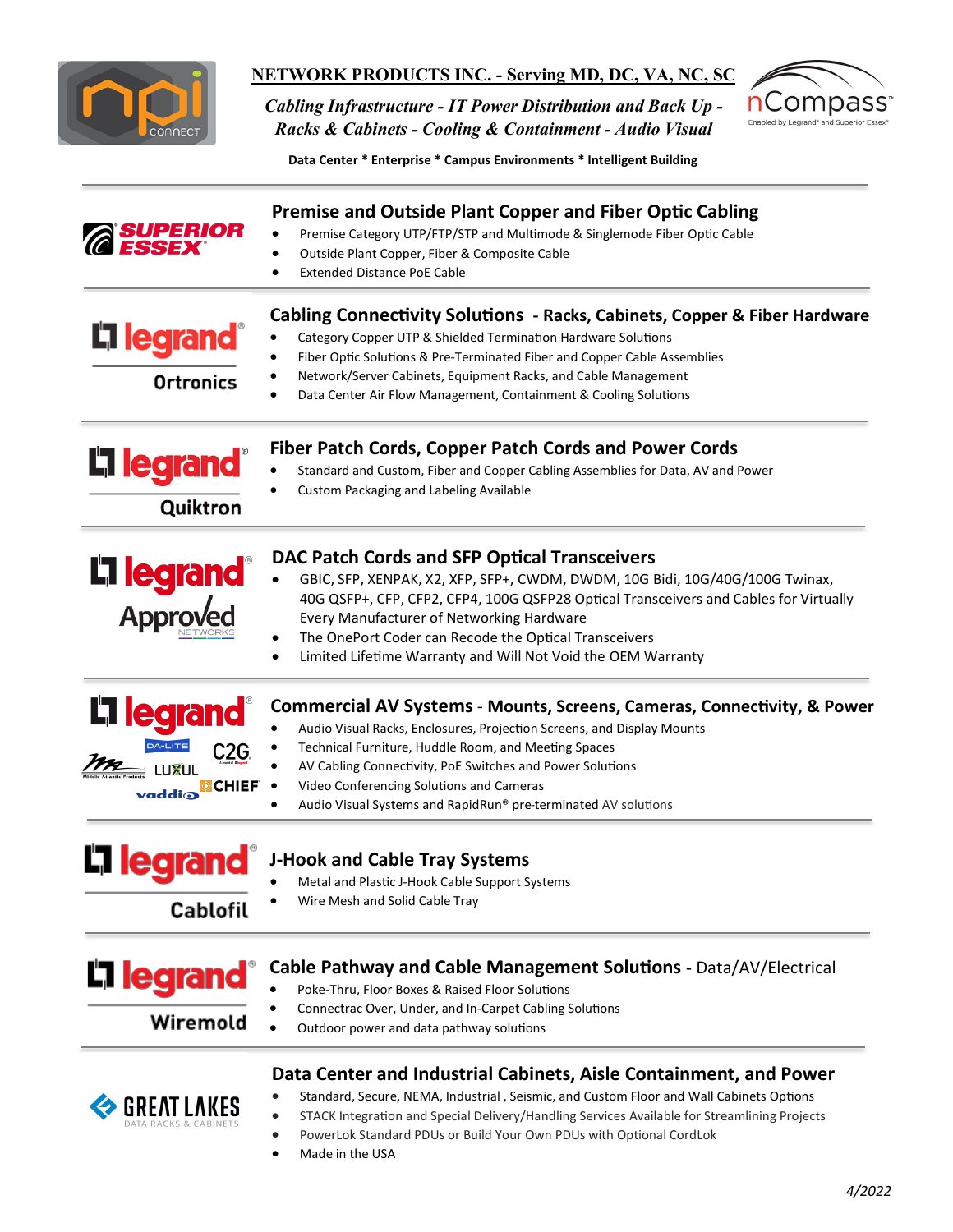**NETWORK PRODUCTS INC. - Serving MD, DC, VA, NC, SC**

*Cabling Infrastructure - IT Power Distribution and Back Up - Racks & Cabinets - Cooling & Containment - Audio Visual*

**Data Center * Enterprise * Campus Environments * Intelligent Building**

---

## Premise and Outside Plant Copper and Fiber Optic Cabling

- Premise Category UTP/FTP/STP and Multimode & Singlemode Fiber Optic Cable
- Outside Plant Copper, Fiber & Composite Cable
- Extended Distance PoE Cable

---

## Cabling Connectivity Solutions - Racks, Cabinets, Copper & Fiber Hardware

- Category Copper UTP & Shielded Termination Hardware Solutions
- Fiber Optic Solutions & Pre-Terminated Fiber and Copper Cable Assemblies
- Network/Server Cabinets, Equipment Racks, and Cable Management
- Data Center Air Flow Management, Containment & Cooling Solutions

---

## Fiber Patch Cords, Copper Patch Cords and Power Cords

- Standard and Custom, Fiber and Copper Cabling Assemblies for Data, AV and Power
- Custom Packaging and Labeling Available

---

## DAC Patch Cords and SFP Optical Transceivers

- GBIC, SFP, XENPAK, X2, XFP, SFP+, CWDM, DWDM, 10G Bidi, 10G/40G/100G Twinax, 40G QSFP+, CFP, CFP2, CFP4, 100G QSFP28 Optical Transceivers and Cables for Virtually Every Manufacturer of Networking Hardware
- The OnePort Coder can Recode the Optical Transceivers
- Limited Lifetime Warranty and Will Not Void the OEM Warranty

---

## Commercial AV Systems - Mounts, Screens, Cameras, Connectivity, & Power

- Audio Visual Racks, Enclosures, Projection Screens, and Display Mounts
- Technical Furniture, Huddle Room, and Meeting Spaces
- AV Cabling Connectivity, PoE Switches and Power Solutions
- Video Conferencing Solutions and Cameras
- Audio Visual Systems and RapidRun® pre-terminated AV solutions

---

## J-Hook and Cable Tray Systems

- Metal and Plastic J-Hook Cable Support Systems
- Wire Mesh and Solid Cable Tray

---

## Cable Pathway and Cable Management Solutions - Data/AV/Electrical

- Poke-Thru, Floor Boxes & Raised Floor Solutions
- Connectrac Over, Under, and In-Carpet Cabling Solutions
- Outdoor power and data pathway solutions

---

## Data Center and Industrial Cabinets, Aisle Containment, and Power

- Standard, Secure, NEMA, Industrial , Seismic, and Custom Floor and Wall Cabinets Options
- STACK Integration and Special Delivery/Handling Services Available for Streamlining Projects
- PowerLok Standard PDUs or Build Your Own PDUs with Optional CordLok
- Made in the USA

*4/2022*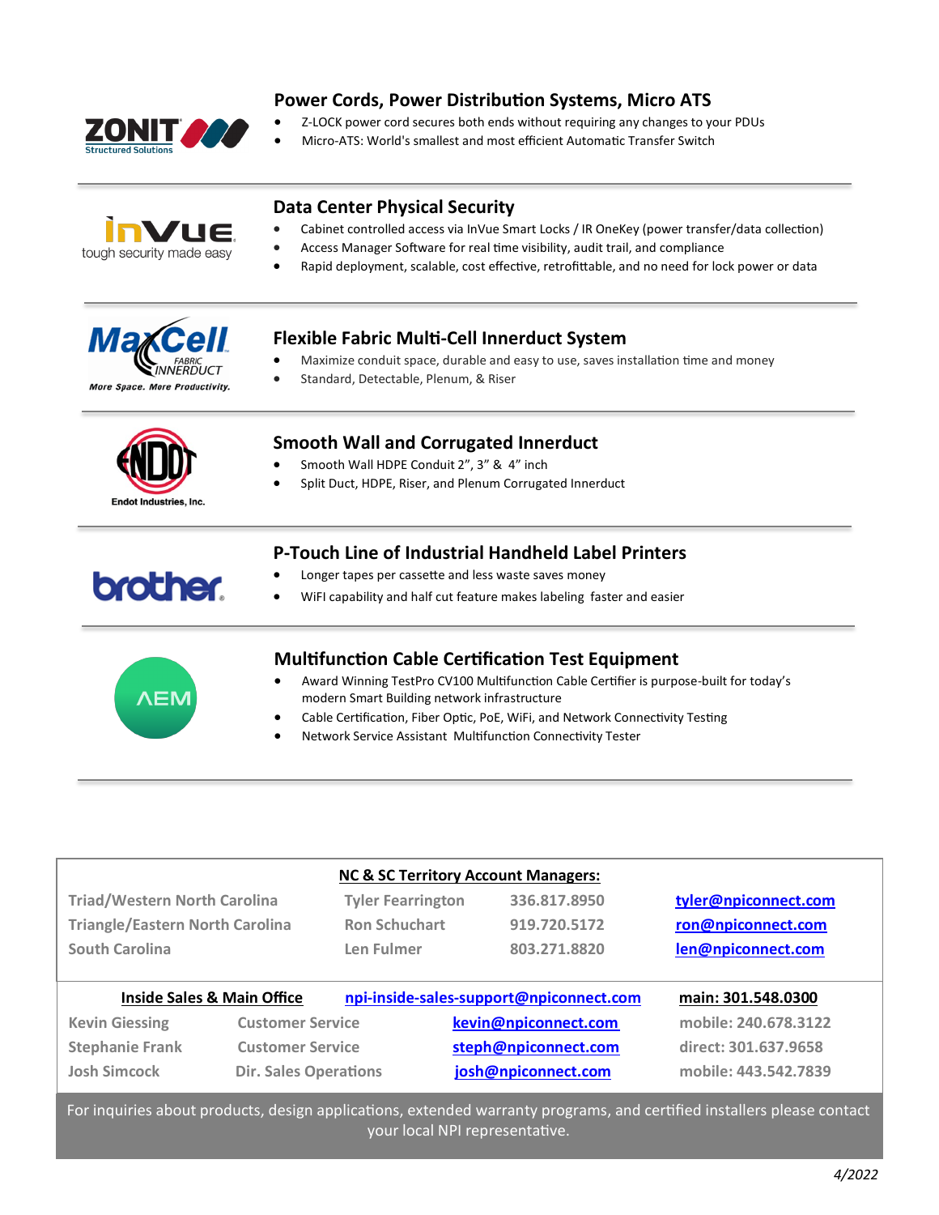ZONIT Structured Solutions

## Power Cords, Power Distribution Systems, Micro ATS

- Z-LOCK power cord secures both ends without requiring any changes to your PDUs
- Micro-ATS: World's smallest and most efficient Automatic Transfer Switch

---

InVue tough security made easy

## Data Center Physical Security

- Cabinet controlled access via InVue Smart Locks / IR OneKey (power transfer/data collection)
- Access Manager Software for real time visibility, audit trail, and compliance
- Rapid deployment, scalable, cost effective, retrofittable, and no need for lock power or data

---

MaxCell Fabric Innerduct — More Space. More Productivity.

## Flexible Fabric Multi-Cell Innerduct System

- Maximize conduit space, durable and easy to use, saves installation time and money
- Standard, Detectable, Plenum, & Riser

---

Endot Industries, Inc.

## Smooth Wall and Corrugated Innerduct

- Smooth Wall HDPE Conduit 2", 3" & 4" inch
- Split Duct, HDPE, Riser, and Plenum Corrugated Innerduct

---

brother

## P-Touch Line of Industrial Handheld Label Printers

- Longer tapes per cassette and less waste saves money
- WiFI capability and half cut feature makes labeling faster and easier

---

AEM

## Multifunction Cable Certification Test Equipment

- Award Winning TestPro CV100 Multifunction Cable Certifier is purpose-built for today's modern Smart Building network infrastructure
- Cable Certification, Fiber Optic, PoE, WiFi, and Network Connectivity Testing
- Network Service Assistant Multifunction Connectivity Tester

---

**NC & SC Territory Account Managers:**

| | | | |
|---|---|---|---|
| Triad/Western North Carolina | Tyler Fearrington | 336.817.8950 | tyler@npiconnect.com |
| Triangle/Eastern North Carolina | Ron Schuchart | 919.720.5172 | ron@npiconnect.com |
| South Carolina | Len Fulmer | 803.271.8820 | len@npiconnect.com |

| **Inside Sales & Main Office** | | npi-inside-sales-support@npiconnect.com | **main: 301.548.0300** |
|---|---|---|---|
| Kevin Giessing | Customer Service | kevin@npiconnect.com | mobile: 240.678.3122 |
| Stephanie Frank | Customer Service | steph@npiconnect.com | direct: 301.637.9658 |
| Josh Simcock | Dir. Sales Operations | josh@npiconnect.com | mobile: 443.542.7839 |

For inquiries about products, design applications, extended warranty programs, and certified installers please contact your local NPI representative.

*4/2022*